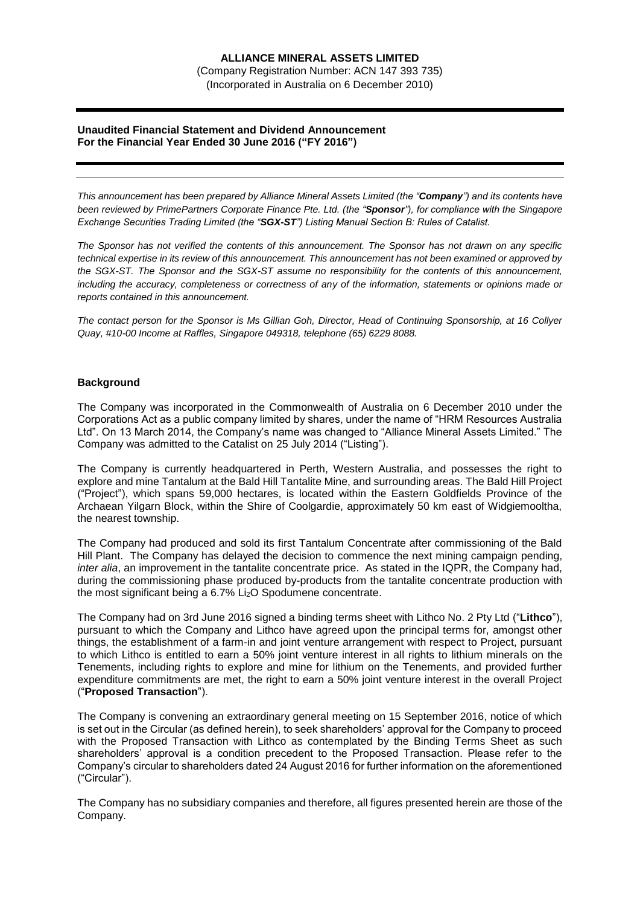# ALLIANCE MINERAL ASSETS LIMITED

(Company Registration Number: ACN 147 393 735)
(Incorporated in Australia on 6 December 2010)

**Unaudited Financial Statement and Dividend Announcement**
**For the Financial Year Ended 30 June 2016 ("FY 2016")**

*This announcement has been prepared by Alliance Mineral Assets Limited (the "**Company**") and its contents have been reviewed by PrimePartners Corporate Finance Pte. Ltd. (the "**Sponsor**"), for compliance with the Singapore Exchange Securities Trading Limited (the "**SGX-ST**") Listing Manual Section B: Rules of Catalist.*

*The Sponsor has not verified the contents of this announcement. The Sponsor has not drawn on any specific technical expertise in its review of this announcement. This announcement has not been examined or approved by the SGX-ST. The Sponsor and the SGX-ST assume no responsibility for the contents of this announcement, including the accuracy, completeness or correctness of any of the information, statements or opinions made or reports contained in this announcement.*

*The contact person for the Sponsor is Ms Gillian Goh, Director, Head of Continuing Sponsorship, at 16 Collyer Quay, #10-00 Income at Raffles, Singapore 049318, telephone (65) 6229 8088.*

## Background

The Company was incorporated in the Commonwealth of Australia on 6 December 2010 under the Corporations Act as a public company limited by shares, under the name of "HRM Resources Australia Ltd". On 13 March 2014, the Company's name was changed to "Alliance Mineral Assets Limited." The Company was admitted to the Catalist on 25 July 2014 ("Listing").

The Company is currently headquartered in Perth, Western Australia, and possesses the right to explore and mine Tantalum at the Bald Hill Tantalite Mine, and surrounding areas. The Bald Hill Project ("Project"), which spans 59,000 hectares, is located within the Eastern Goldfields Province of the Archaean Yilgarn Block, within the Shire of Coolgardie, approximately 50 km east of Widgiemooltha, the nearest township.

The Company had produced and sold its first Tantalum Concentrate after commissioning of the Bald Hill Plant. The Company has delayed the decision to commence the next mining campaign pending, *inter alia*, an improvement in the tantalite concentrate price. As stated in the IQPR, the Company had, during the commissioning phase produced by-products from the tantalite concentrate production with the most significant being a 6.7% $Li_2O$ Spodumene concentrate.

The Company had on 3rd June 2016 signed a binding terms sheet with Lithco No. 2 Pty Ltd ("**Lithco**"), pursuant to which the Company and Lithco have agreed upon the principal terms for, amongst other things, the establishment of a farm-in and joint venture arrangement with respect to Project, pursuant to which Lithco is entitled to earn a 50% joint venture interest in all rights to lithium minerals on the Tenements, including rights to explore and mine for lithium on the Tenements, and provided further expenditure commitments are met, the right to earn a 50% joint venture interest in the overall Project ("**Proposed Transaction**").

The Company is convening an extraordinary general meeting on 15 September 2016, notice of which is set out in the Circular (as defined herein), to seek shareholders' approval for the Company to proceed with the Proposed Transaction with Lithco as contemplated by the Binding Terms Sheet as such shareholders' approval is a condition precedent to the Proposed Transaction. Please refer to the Company's circular to shareholders dated 24 August 2016 for further information on the aforementioned ("Circular").

The Company has no subsidiary companies and therefore, all figures presented herein are those of the Company.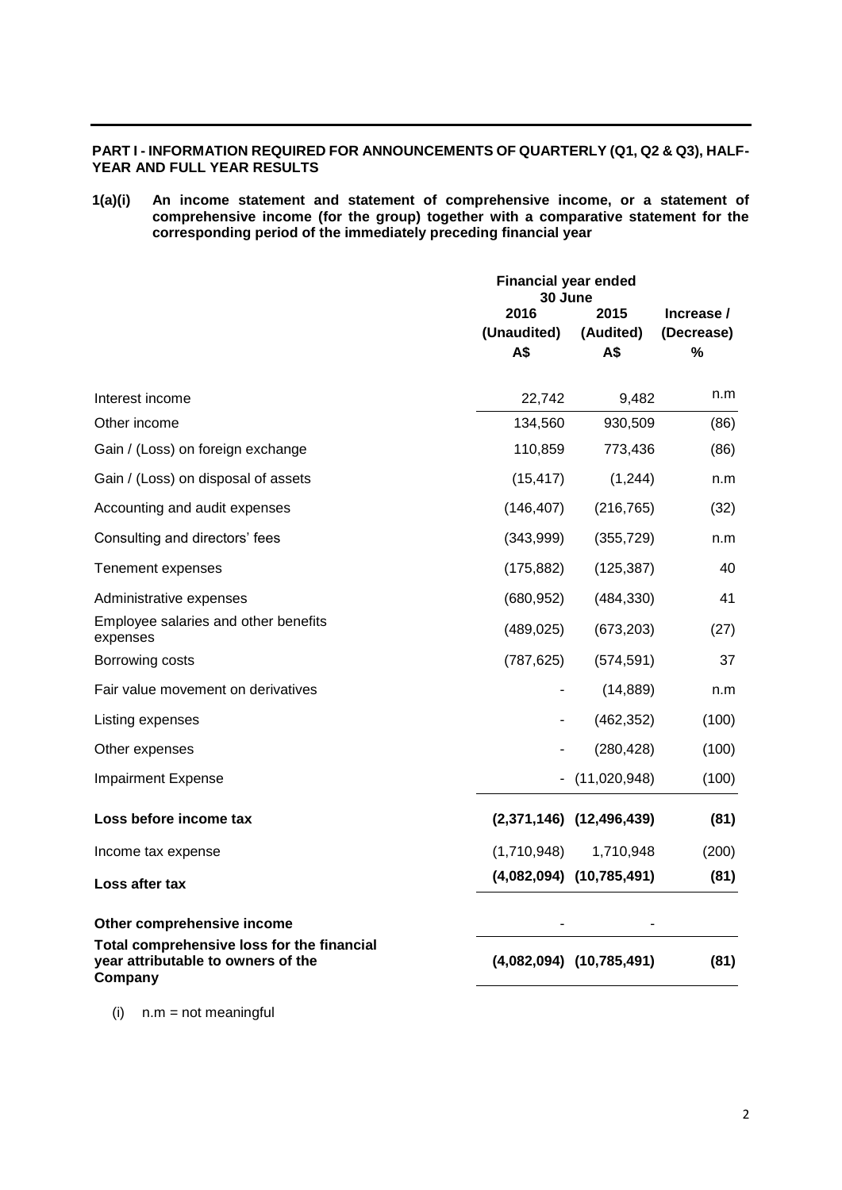**PART I - INFORMATION REQUIRED FOR ANNOUNCEMENTS OF QUARTERLY (Q1, Q2 & Q3), HALF-YEAR AND FULL YEAR RESULTS**

**1(a)(i) An income statement and statement of comprehensive income, or a statement of comprehensive income (for the group) together with a comparative statement for the corresponding period of the immediately preceding financial year**

| | Financial year ended 30 June | | |
|---|---|---|---|
| | 2016 (Unaudited) A$ | 2015 (Audited) A$ | Increase / (Decrease) % |
| Interest income | 22,742 | 9,482 | n.m |
| Other income | 134,560 | 930,509 | (86) |
| Gain / (Loss) on foreign exchange | 110,859 | 773,436 | (86) |
| Gain / (Loss) on disposal of assets | (15,417) | (1,244) | n.m |
| Accounting and audit expenses | (146,407) | (216,765) | (32) |
| Consulting and directors' fees | (343,999) | (355,729) | n.m |
| Tenement expenses | (175,882) | (125,387) | 40 |
| Administrative expenses | (680,952) | (484,330) | 41 |
| Employee salaries and other benefits expenses | (489,025) | (673,203) | (27) |
| Borrowing costs | (787,625) | (574,591) | 37 |
| Fair value movement on derivatives | - | (14,889) | n.m |
| Listing expenses | - | (462,352) | (100) |
| Other expenses | - | (280,428) | (100) |
| Impairment Expense | - | (11,020,948) | (100) |
| **Loss before income tax** | **(2,371,146)** | **(12,496,439)** | **(81)** |
| Income tax expense | (1,710,948) | 1,710,948 | (200) |
| **Loss after tax** | **(4,082,094)** | **(10,785,491)** | **(81)** |
| **Other comprehensive income** | - | - | |
| **Total comprehensive loss for the financial year attributable to owners of the Company** | **(4,082,094)** | **(10,785,491)** | **(81)** |

(i) n.m = not meaningful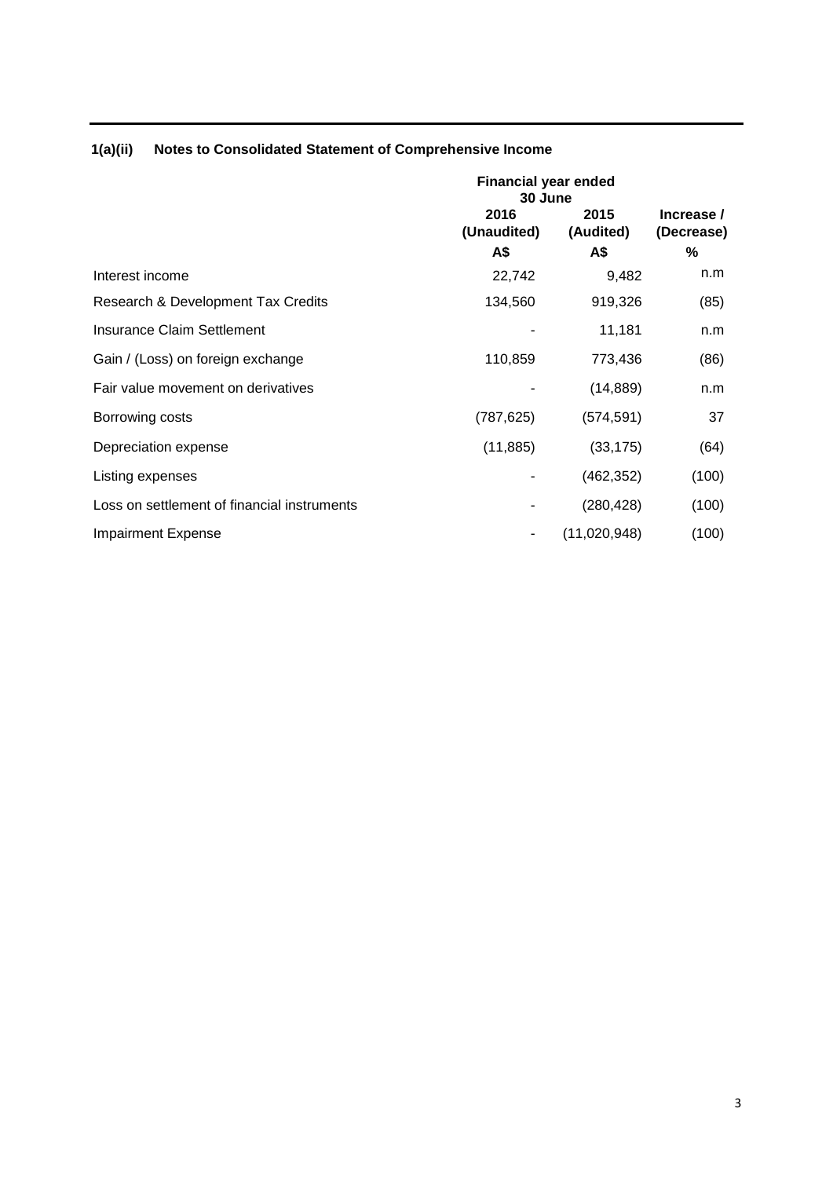### 1(a)(ii) Notes to Consolidated Statement of Comprehensive Income

| | Financial year ended 30 June | | |
|---|---|---|---|
| | 2016 (Unaudited) | 2015 (Audited) | Increase / (Decrease) |
| | A$ | A$ | % |
| Interest income | 22,742 | 9,482 | n.m |
| Research & Development Tax Credits | 134,560 | 919,326 | (85) |
| Insurance Claim Settlement | - | 11,181 | n.m |
| Gain / (Loss) on foreign exchange | 110,859 | 773,436 | (86) |
| Fair value movement on derivatives | - | (14,889) | n.m |
| Borrowing costs | (787,625) | (574,591) | 37 |
| Depreciation expense | (11,885) | (33,175) | (64) |
| Listing expenses | - | (462,352) | (100) |
| Loss on settlement of financial instruments | - | (280,428) | (100) |
| Impairment Expense | - | (11,020,948) | (100) |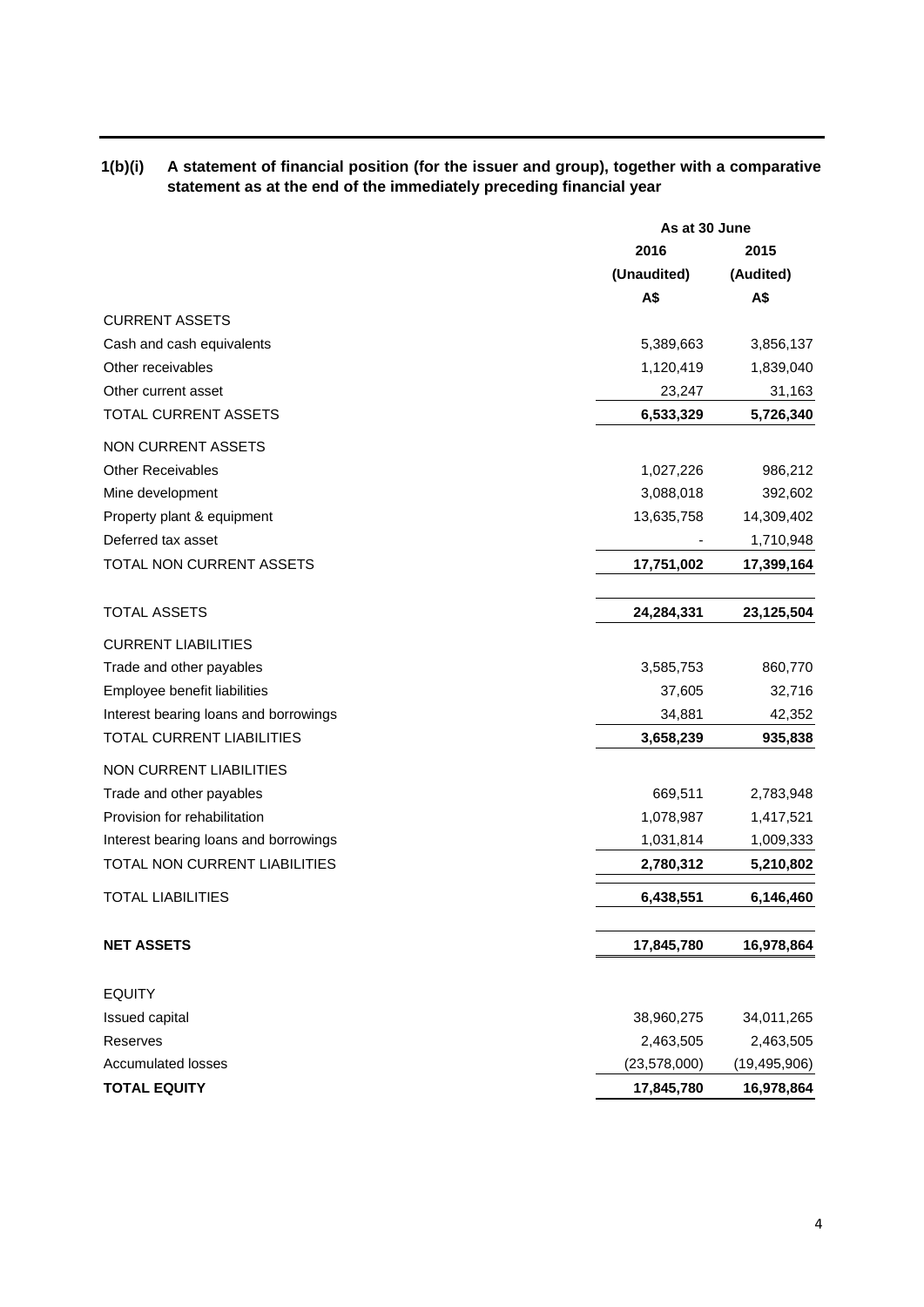**1(b)(i) A statement of financial position (for the issuer and group), together with a comparative statement as at the end of the immediately preceding financial year**

| | As at 30 June | |
|---|---|---|
| | 2016 | 2015 |
| | (Unaudited) | (Audited) |
| | A$ | A$ |
| CURRENT ASSETS | | |
| Cash and cash equivalents | 5,389,663 | 3,856,137 |
| Other receivables | 1,120,419 | 1,839,040 |
| Other current asset | 23,247 | 31,163 |
| TOTAL CURRENT ASSETS | **6,533,329** | **5,726,340** |
| NON CURRENT ASSETS | | |
| Other Receivables | 1,027,226 | 986,212 |
| Mine development | 3,088,018 | 392,602 |
| Property plant & equipment | 13,635,758 | 14,309,402 |
| Deferred tax asset | - | 1,710,948 |
| TOTAL NON CURRENT ASSETS | **17,751,002** | **17,399,164** |
| TOTAL ASSETS | **24,284,331** | **23,125,504** |
| CURRENT LIABILITIES | | |
| Trade and other payables | 3,585,753 | 860,770 |
| Employee benefit liabilities | 37,605 | 32,716 |
| Interest bearing loans and borrowings | 34,881 | 42,352 |
| TOTAL CURRENT LIABILITIES | **3,658,239** | **935,838** |
| NON CURRENT LIABILITIES | | |
| Trade and other payables | 669,511 | 2,783,948 |
| Provision for rehabilitation | 1,078,987 | 1,417,521 |
| Interest bearing loans and borrowings | 1,031,814 | 1,009,333 |
| TOTAL NON CURRENT LIABILITIES | **2,780,312** | **5,210,802** |
| TOTAL LIABILITIES | **6,438,551** | **6,146,460** |
| **NET ASSETS** | **17,845,780** | **16,978,864** |
| EQUITY | | |
| Issued capital | 38,960,275 | 34,011,265 |
| Reserves | 2,463,505 | 2,463,505 |
| Accumulated losses | (23,578,000) | (19,495,906) |
| **TOTAL EQUITY** | **17,845,780** | **16,978,864** |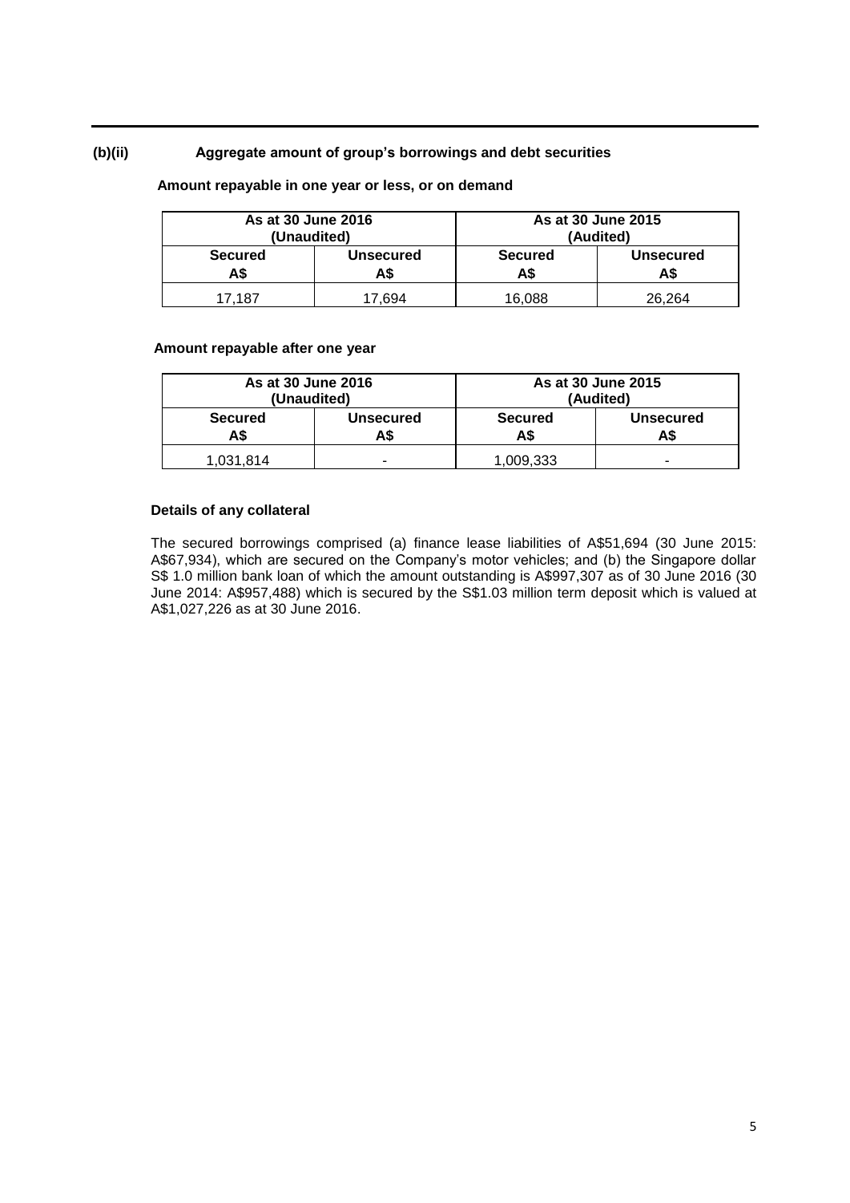**(b)(ii) Aggregate amount of group's borrowings and debt securities**

**Amount repayable in one year or less, or on demand**

| As at 30 June 2016 (Unaudited) | | As at 30 June 2015 (Audited) | |
|---|---|---|---|
| **Secured A$** | **Unsecured A$** | **Secured A$** | **Unsecured A$** |
| 17,187 | 17,694 | 16,088 | 26,264 |

**Amount repayable after one year**

| As at 30 June 2016 (Unaudited) | | As at 30 June 2015 (Audited) | |
|---|---|---|---|
| **Secured A$** | **Unsecured A$** | **Secured A$** | **Unsecured A$** |
| 1,031,814 | - | 1,009,333 | - |

**Details of any collateral**

The secured borrowings comprised (a) finance lease liabilities of A$51,694 (30 June 2015: A$67,934), which are secured on the Company's motor vehicles; and (b) the Singapore dollar S$ 1.0 million bank loan of which the amount outstanding is A$997,307 as of 30 June 2016 (30 June 2014: A$957,488) which is secured by the S$1.03 million term deposit which is valued at A$1,027,226 as at 30 June 2016.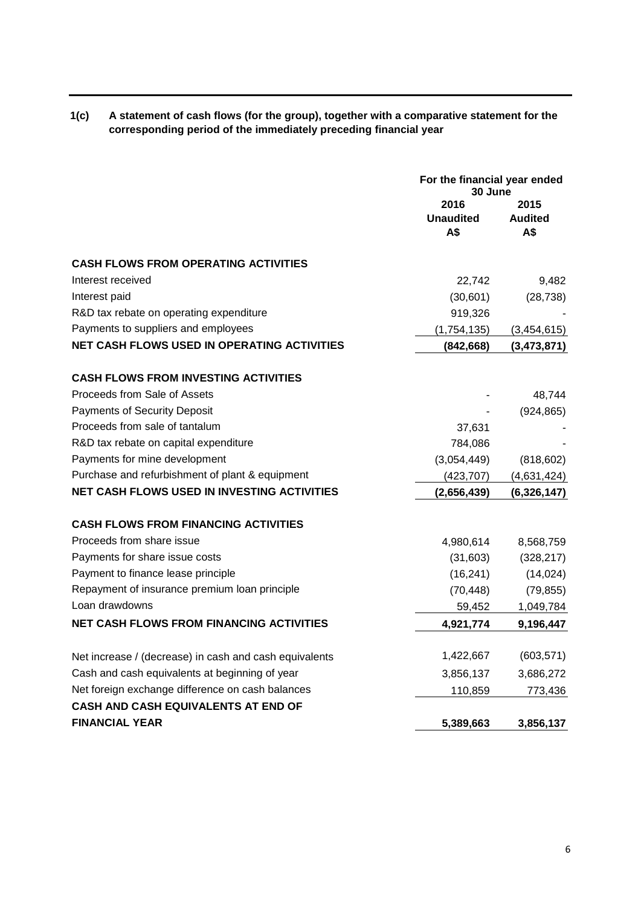**1(c) A statement of cash flows (for the group), together with a comparative statement for the corresponding period of the immediately preceding financial year**

| | For the financial year ended 30 June | |
|---|---|---|
| | 2016 | 2015 |
| | Unaudited | Audited |
| | A$ | A$ |
| **CASH FLOWS FROM OPERATING ACTIVITIES** | | |
| Interest received | 22,742 | 9,482 |
| Interest paid | (30,601) | (28,738) |
| R&D tax rebate on operating expenditure | 919,326 | - |
| Payments to suppliers and employees | (1,754,135) | (3,454,615) |
| **NET CASH FLOWS USED IN OPERATING ACTIVITIES** | **(842,668)** | **(3,473,871)** |
| **CASH FLOWS FROM INVESTING ACTIVITIES** | | |
| Proceeds from Sale of Assets | - | 48,744 |
| Payments of Security Deposit | - | (924,865) |
| Proceeds from sale of tantalum | 37,631 | - |
| R&D tax rebate on capital expenditure | 784,086 | - |
| Payments for mine development | (3,054,449) | (818,602) |
| Purchase and refurbishment of plant & equipment | (423,707) | (4,631,424) |
| **NET CASH FLOWS USED IN INVESTING ACTIVITIES** | **(2,656,439)** | **(6,326,147)** |
| **CASH FLOWS FROM FINANCING ACTIVITIES** | | |
| Proceeds from share issue | 4,980,614 | 8,568,759 |
| Payments for share issue costs | (31,603) | (328,217) |
| Payment to finance lease principle | (16,241) | (14,024) |
| Repayment of insurance premium loan principle | (70,448) | (79,855) |
| Loan drawdowns | 59,452 | 1,049,784 |
| **NET CASH FLOWS FROM FINANCING ACTIVITIES** | **4,921,774** | **9,196,447** |
| Net increase / (decrease) in cash and cash equivalents | 1,422,667 | (603,571) |
| Cash and cash equivalents at beginning of year | 3,856,137 | 3,686,272 |
| Net foreign exchange difference on cash balances | 110,859 | 773,436 |
| **CASH AND CASH EQUIVALENTS AT END OF FINANCIAL YEAR** | **5,389,663** | **3,856,137** |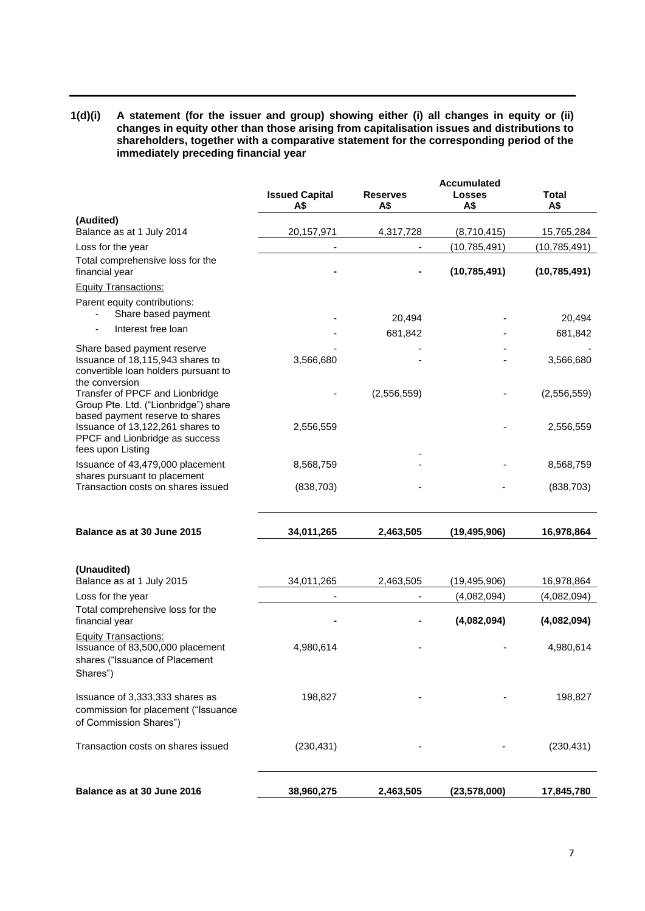**1(d)(i) A statement (for the issuer and group) showing either (i) all changes in equity or (ii) changes in equity other than those arising from capitalisation issues and distributions to shareholders, together with a comparative statement for the corresponding period of the immediately preceding financial year**

| | Issued Capital A$ | Reserves A$ | Accumulated Losses A$ | Total A$ |
|---|---|---|---|---|
| **(Audited)** | | | | |
| Balance as at 1 July 2014 | 20,157,971 | 4,317,728 | (8,710,415) | 15,765,284 |
| Loss for the year | - | - | (10,785,491) | (10,785,491) |
| Total comprehensive loss for the financial year | **-** | **-** | **(10,785,491)** | **(10,785,491)** |
| Equity Transactions: | | | | |
| Parent equity contributions: | | | | |
| - Share based payment | - | 20,494 | - | 20,494 |
| - Interest free loan | - | 681,842 | - | 681,842 |
| Share based payment reserve | - | - | - | - |
| Issuance of 18,115,943 shares to convertible loan holders pursuant to the conversion | 3,566,680 | - | - | 3,566,680 |
| Transfer of PPCF and Lionbridge Group Pte. Ltd. ("Lionbridge") share based payment reserve to shares | - | (2,556,559) | - | (2,556,559) |
| Issuance of 13,122,261 shares to PPCF and Lionbridge as success fees upon Listing | 2,556,559 | - | - | 2,556,559 |
| Issuance of 43,479,000 placement shares pursuant to placement | 8,568,759 | - | - | 8,568,759 |
| Transaction costs on shares issued | (838,703) | - | - | (838,703) |
| **Balance as at 30 June 2015** | **34,011,265** | **2,463,505** | **(19,495,906)** | **16,978,864** |
| **(Unaudited)** | | | | |
| Balance as at 1 July 2015 | 34,011,265 | 2,463,505 | (19,495,906) | 16,978,864 |
| Loss for the year | - | - | (4,082,094) | (4,082,094) |
| Total comprehensive loss for the financial year | **-** | **-** | **(4,082,094)** | **(4,082,094)** |
| Equity Transactions: | | | | |
| Issuance of 83,500,000 placement shares ("Issuance of Placement Shares") | 4,980,614 | - | - | 4,980,614 |
| Issuance of 3,333,333 shares as commission for placement ("Issuance of Commission Shares") | 198,827 | - | - | 198,827 |
| Transaction costs on shares issued | (230,431) | - | - | (230,431) |
| **Balance as at 30 June 2016** | **38,960,275** | **2,463,505** | **(23,578,000)** | **17,845,780** |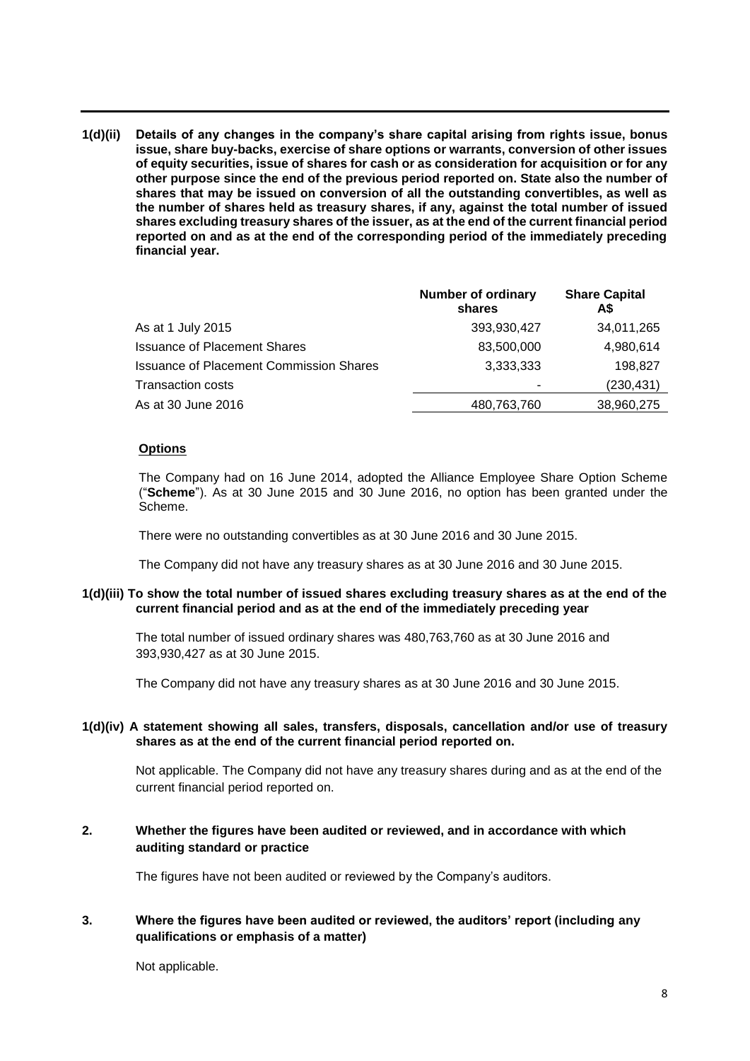**1(d)(ii) Details of any changes in the company's share capital arising from rights issue, bonus issue, share buy-backs, exercise of share options or warrants, conversion of other issues of equity securities, issue of shares for cash or as consideration for acquisition or for any other purpose since the end of the previous period reported on. State also the number of shares that may be issued on conversion of all the outstanding convertibles, as well as the number of shares held as treasury shares, if any, against the total number of issued shares excluding treasury shares of the issuer, as at the end of the current financial period reported on and as at the end of the corresponding period of the immediately preceding financial year.**

| | Number of ordinary shares | Share Capital A$ |
|---|---:|---:|
| As at 1 July 2015 | 393,930,427 | 34,011,265 |
| Issuance of Placement Shares | 83,500,000 | 4,980,614 |
| Issuance of Placement Commission Shares | 3,333,333 | 198,827 |
| Transaction costs | - | (230,431) |
| As at 30 June 2016 | 480,763,760 | 38,960,275 |

**Options**

The Company had on 16 June 2014, adopted the Alliance Employee Share Option Scheme ("**Scheme**"). As at 30 June 2015 and 30 June 2016, no option has been granted under the Scheme.

There were no outstanding convertibles as at 30 June 2016 and 30 June 2015.

The Company did not have any treasury shares as at 30 June 2016 and 30 June 2015.

**1(d)(iii) To show the total number of issued shares excluding treasury shares as at the end of the current financial period and as at the end of the immediately preceding year**

The total number of issued ordinary shares was 480,763,760 as at 30 June 2016 and 393,930,427 as at 30 June 2015.

The Company did not have any treasury shares as at 30 June 2016 and 30 June 2015.

**1(d)(iv) A statement showing all sales, transfers, disposals, cancellation and/or use of treasury shares as at the end of the current financial period reported on.**

Not applicable. The Company did not have any treasury shares during and as at the end of the current financial period reported on.

**2. Whether the figures have been audited or reviewed, and in accordance with which auditing standard or practice**

The figures have not been audited or reviewed by the Company's auditors.

**3. Where the figures have been audited or reviewed, the auditors' report (including any qualifications or emphasis of a matter)**

Not applicable.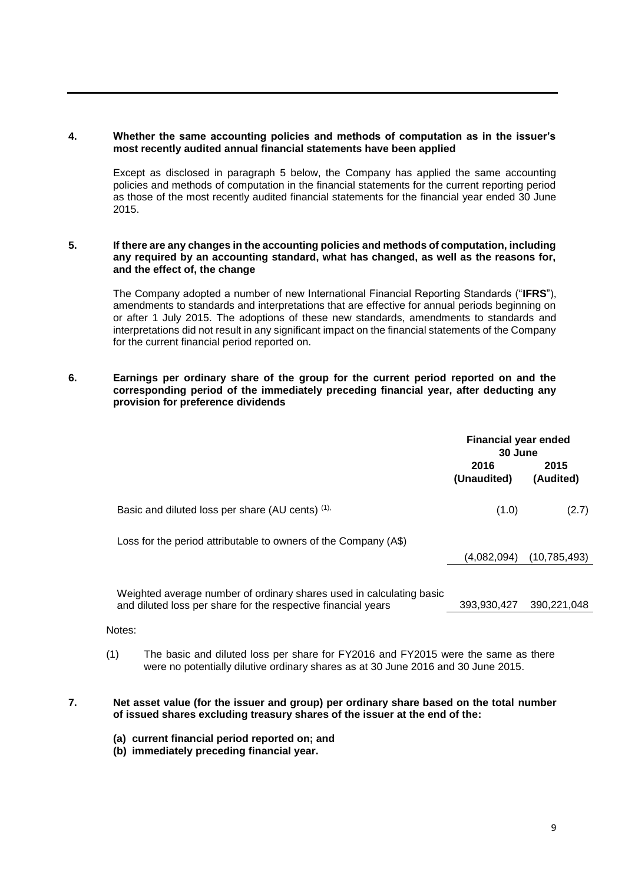**4. Whether the same accounting policies and methods of computation as in the issuer's most recently audited annual financial statements have been applied**

Except as disclosed in paragraph 5 below, the Company has applied the same accounting policies and methods of computation in the financial statements for the current reporting period as those of the most recently audited financial statements for the financial year ended 30 June 2015.

**5. If there are any changes in the accounting policies and methods of computation, including any required by an accounting standard, what has changed, as well as the reasons for, and the effect of, the change**

The Company adopted a number of new International Financial Reporting Standards ("**IFRS**"), amendments to standards and interpretations that are effective for annual periods beginning on or after 1 July 2015. The adoptions of these new standards, amendments to standards and interpretations did not result in any significant impact on the financial statements of the Company for the current financial period reported on.

**6. Earnings per ordinary share of the group for the current period reported on and the corresponding period of the immediately preceding financial year, after deducting any provision for preference dividends**

| | Financial year ended 30 June | |
|---|---|---|
| | **2016 (Unaudited)** | **2015 (Audited)** |
| Basic and diluted loss per share (AU cents) [(1),] | (1.0) | (2.7) |
| Loss for the period attributable to owners of the Company (A$) | (4,082,094) | (10,785,493) |
| Weighted average number of ordinary shares used in calculating basic and diluted loss per share for the respective financial years | 393,930,427 | 390,221,048 |

Notes:

(1) The basic and diluted loss per share for FY2016 and FY2015 were the same as there were no potentially dilutive ordinary shares as at 30 June 2016 and 30 June 2015.

**7. Net asset value (for the issuer and group) per ordinary share based on the total number of issued shares excluding treasury shares of the issuer at the end of the:**

**(a) current financial period reported on; and**
**(b) immediately preceding financial year.**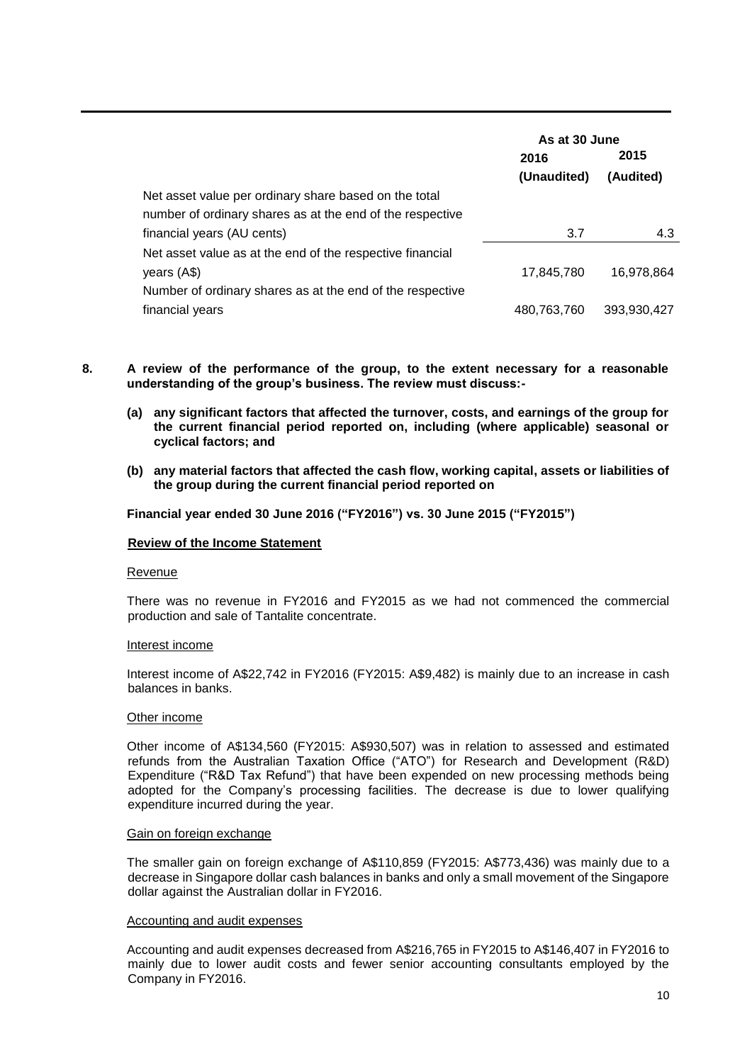| | As at 30 June | |
|---|---|---|
| | 2016 (Unaudited) | 2015 (Audited) |
| Net asset value per ordinary share based on the total number of ordinary shares as at the end of the respective financial years (AU cents) | 3.7 | 4.3 |
| Net asset value as at the end of the respective financial years (A$) | 17,845,780 | 16,978,864 |
| Number of ordinary shares as at the end of the respective financial years | 480,763,760 | 393,930,427 |

**8. A review of the performance of the group, to the extent necessary for a reasonable understanding of the group's business. The review must discuss:-**

**(a) any significant factors that affected the turnover, costs, and earnings of the group for the current financial period reported on, including (where applicable) seasonal or cyclical factors; and**

**(b) any material factors that affected the cash flow, working capital, assets or liabilities of the group during the current financial period reported on**

**Financial year ended 30 June 2016 ("FY2016") vs. 30 June 2015 ("FY2015")**

**Review of the Income Statement**

Revenue

There was no revenue in FY2016 and FY2015 as we had not commenced the commercial production and sale of Tantalite concentrate.

Interest income

Interest income of A$22,742 in FY2016 (FY2015: A$9,482) is mainly due to an increase in cash balances in banks.

Other income

Other income of A$134,560 (FY2015: A$930,507) was in relation to assessed and estimated refunds from the Australian Taxation Office ("ATO") for Research and Development (R&D) Expenditure ("R&D Tax Refund") that have been expended on new processing methods being adopted for the Company's processing facilities. The decrease is due to lower qualifying expenditure incurred during the year.

Gain on foreign exchange

The smaller gain on foreign exchange of A$110,859 (FY2015: A$773,436) was mainly due to a decrease in Singapore dollar cash balances in banks and only a small movement of the Singapore dollar against the Australian dollar in FY2016.

Accounting and audit expenses

Accounting and audit expenses decreased from A$216,765 in FY2015 to A$146,407 in FY2016 to mainly due to lower audit costs and fewer senior accounting consultants employed by the Company in FY2016.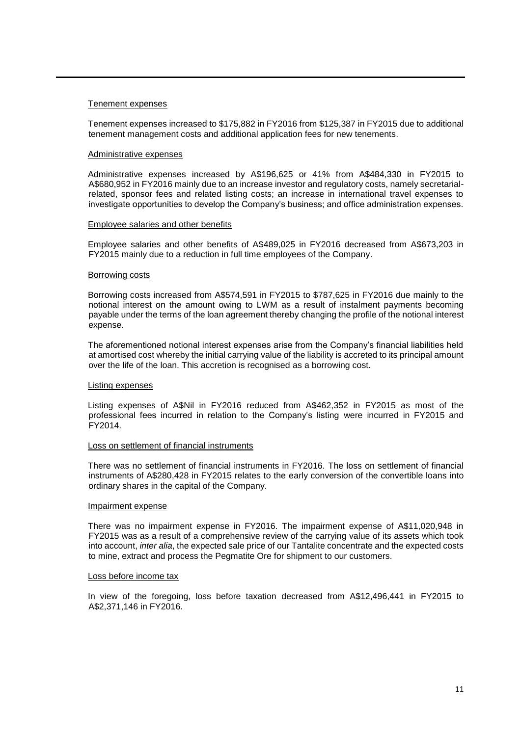Tenement expenses

Tenement expenses increased to $175,882 in FY2016 from $125,387 in FY2015 due to additional tenement management costs and additional application fees for new tenements.

Administrative expenses

Administrative expenses increased by A$196,625 or 41% from A$484,330 in FY2015 to A$680,952 in FY2016 mainly due to an increase investor and regulatory costs, namely secretarial-related, sponsor fees and related listing costs; an increase in international travel expenses to investigate opportunities to develop the Company's business; and office administration expenses.

Employee salaries and other benefits

Employee salaries and other benefits of A$489,025 in FY2016 decreased from A$673,203 in FY2015 mainly due to a reduction in full time employees of the Company.

Borrowing costs

Borrowing costs increased from A$574,591 in FY2015 to $787,625 in FY2016 due mainly to the notional interest on the amount owing to LWM as a result of instalment payments becoming payable under the terms of the loan agreement thereby changing the profile of the notional interest expense.

The aforementioned notional interest expenses arise from the Company's financial liabilities held at amortised cost whereby the initial carrying value of the liability is accreted to its principal amount over the life of the loan. This accretion is recognised as a borrowing cost.

Listing expenses

Listing expenses of A$Nil in FY2016 reduced from A$462,352 in FY2015 as most of the professional fees incurred in relation to the Company's listing were incurred in FY2015 and FY2014.

Loss on settlement of financial instruments

There was no settlement of financial instruments in FY2016. The loss on settlement of financial instruments of A$280,428 in FY2015 relates to the early conversion of the convertible loans into ordinary shares in the capital of the Company.

Impairment expense

There was no impairment expense in FY2016. The impairment expense of A$11,020,948 in FY2015 was as a result of a comprehensive review of the carrying value of its assets which took into account, *inter alia*, the expected sale price of our Tantalite concentrate and the expected costs to mine, extract and process the Pegmatite Ore for shipment to our customers.

Loss before income tax

In view of the foregoing, loss before taxation decreased from A$12,496,441 in FY2015 to A$2,371,146 in FY2016.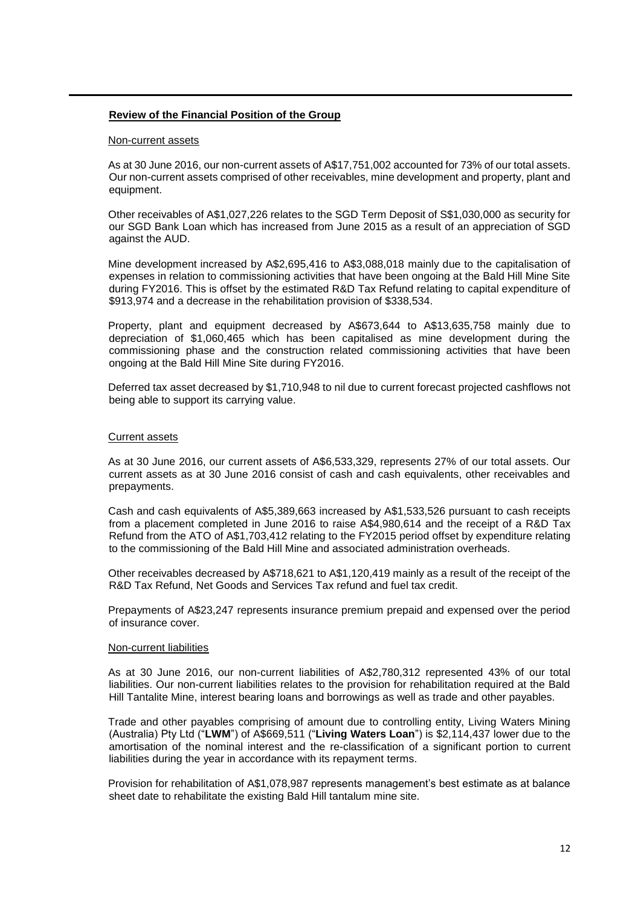## Review of the Financial Position of the Group

### Non-current assets

As at 30 June 2016, our non-current assets of A$17,751,002 accounted for 73% of our total assets. Our non-current assets comprised of other receivables, mine development and property, plant and equipment.

Other receivables of A$1,027,226 relates to the SGD Term Deposit of S$1,030,000 as security for our SGD Bank Loan which has increased from June 2015 as a result of an appreciation of SGD against the AUD.

Mine development increased by A$2,695,416 to A$3,088,018 mainly due to the capitalisation of expenses in relation to commissioning activities that have been ongoing at the Bald Hill Mine Site during FY2016. This is offset by the estimated R&D Tax Refund relating to capital expenditure of $913,974 and a decrease in the rehabilitation provision of $338,534.

Property, plant and equipment decreased by A$673,644 to A$13,635,758 mainly due to depreciation of $1,060,465 which has been capitalised as mine development during the commissioning phase and the construction related commissioning activities that have been ongoing at the Bald Hill Mine Site during FY2016.

Deferred tax asset decreased by $1,710,948 to nil due to current forecast projected cashflows not being able to support its carrying value.

### Current assets

As at 30 June 2016, our current assets of A$6,533,329, represents 27% of our total assets. Our current assets as at 30 June 2016 consist of cash and cash equivalents, other receivables and prepayments.

Cash and cash equivalents of A$5,389,663 increased by A$1,533,526 pursuant to cash receipts from a placement completed in June 2016 to raise A$4,980,614 and the receipt of a R&D Tax Refund from the ATO of A$1,703,412 relating to the FY2015 period offset by expenditure relating to the commissioning of the Bald Hill Mine and associated administration overheads.

Other receivables decreased by A$718,621 to A$1,120,419 mainly as a result of the receipt of the R&D Tax Refund, Net Goods and Services Tax refund and fuel tax credit.

Prepayments of A$23,247 represents insurance premium prepaid and expensed over the period of insurance cover.

### Non-current liabilities

As at 30 June 2016, our non-current liabilities of A$2,780,312 represented 43% of our total liabilities. Our non-current liabilities relates to the provision for rehabilitation required at the Bald Hill Tantalite Mine, interest bearing loans and borrowings as well as trade and other payables.

Trade and other payables comprising of amount due to controlling entity, Living Waters Mining (Australia) Pty Ltd ("**LWM**") of A$669,511 ("**Living Waters Loan**") is $2,114,437 lower due to the amortisation of the nominal interest and the re-classification of a significant portion to current liabilities during the year in accordance with its repayment terms.

Provision for rehabilitation of A$1,078,987 represents management's best estimate as at balance sheet date to rehabilitate the existing Bald Hill tantalum mine site.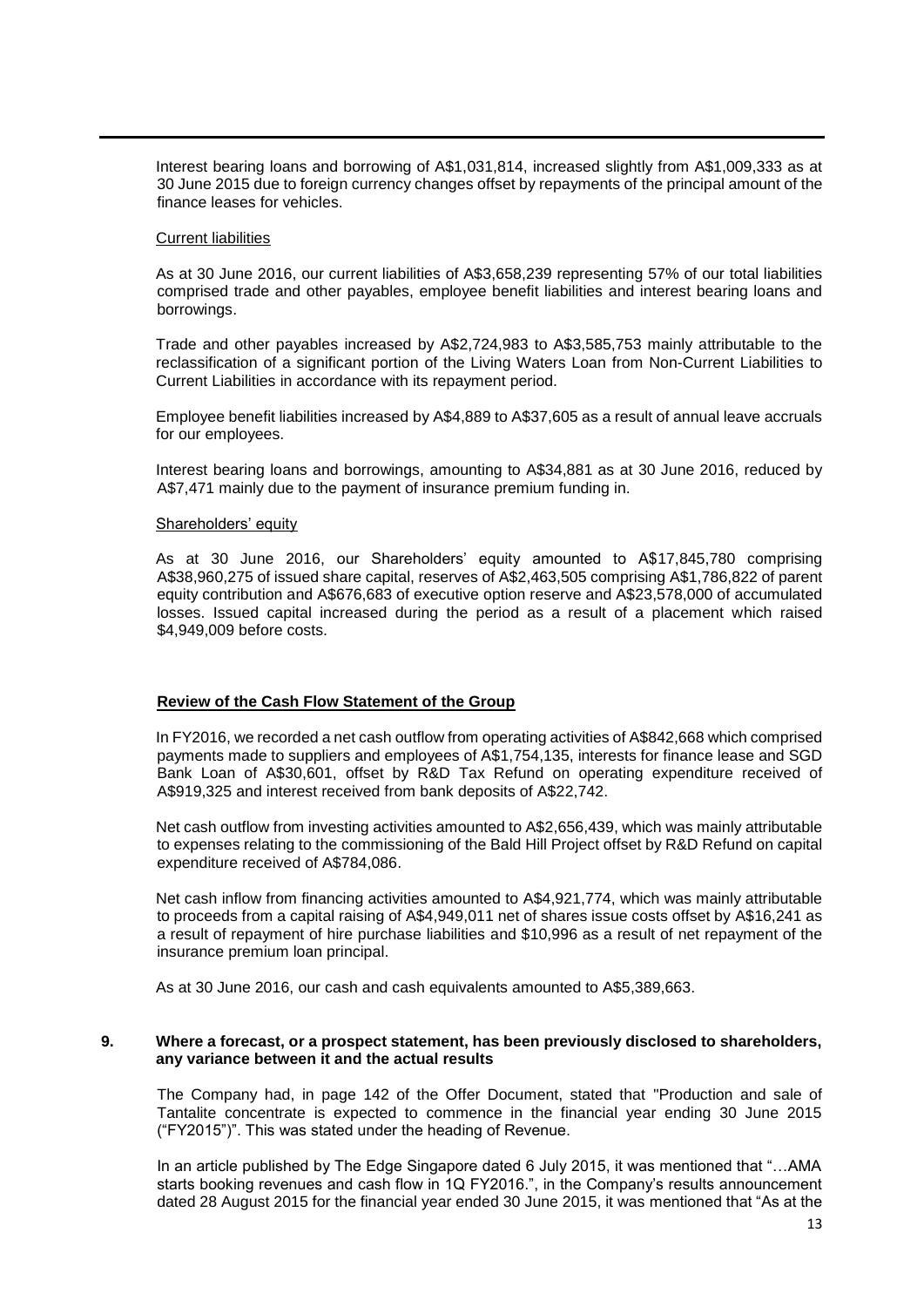Interest bearing loans and borrowing of A$1,031,814, increased slightly from A$1,009,333 as at 30 June 2015 due to foreign currency changes offset by repayments of the principal amount of the finance leases for vehicles.

Current liabilities

As at 30 June 2016, our current liabilities of A$3,658,239 representing 57% of our total liabilities comprised trade and other payables, employee benefit liabilities and interest bearing loans and borrowings.

Trade and other payables increased by A$2,724,983 to A$3,585,753 mainly attributable to the reclassification of a significant portion of the Living Waters Loan from Non-Current Liabilities to Current Liabilities in accordance with its repayment period.

Employee benefit liabilities increased by A$4,889 to A$37,605 as a result of annual leave accruals for our employees.

Interest bearing loans and borrowings, amounting to A$34,881 as at 30 June 2016, reduced by A$7,471 mainly due to the payment of insurance premium funding in.

Shareholders' equity

As at 30 June 2016, our Shareholders' equity amounted to A$17,845,780 comprising A$38,960,275 of issued share capital, reserves of A$2,463,505 comprising A$1,786,822 of parent equity contribution and A$676,683 of executive option reserve and A$23,578,000 of accumulated losses. Issued capital increased during the period as a result of a placement which raised $4,949,009 before costs.

**Review of the Cash Flow Statement of the Group**

In FY2016, we recorded a net cash outflow from operating activities of A$842,668 which comprised payments made to suppliers and employees of A$1,754,135, interests for finance lease and SGD Bank Loan of A$30,601, offset by R&D Tax Refund on operating expenditure received of A$919,325 and interest received from bank deposits of A$22,742.

Net cash outflow from investing activities amounted to A$2,656,439, which was mainly attributable to expenses relating to the commissioning of the Bald Hill Project offset by R&D Refund on capital expenditure received of A$784,086.

Net cash inflow from financing activities amounted to A$4,921,774, which was mainly attributable to proceeds from a capital raising of A$4,949,011 net of shares issue costs offset by A$16,241 as a result of repayment of hire purchase liabilities and $10,996 as a result of net repayment of the insurance premium loan principal.

As at 30 June 2016, our cash and cash equivalents amounted to A$5,389,663.

**9. Where a forecast, or a prospect statement, has been previously disclosed to shareholders, any variance between it and the actual results**

The Company had, in page 142 of the Offer Document, stated that "Production and sale of Tantalite concentrate is expected to commence in the financial year ending 30 June 2015 ("FY2015")". This was stated under the heading of Revenue.

In an article published by The Edge Singapore dated 6 July 2015, it was mentioned that "…AMA starts booking revenues and cash flow in 1Q FY2016.", in the Company's results announcement dated 28 August 2015 for the financial year ended 30 June 2015, it was mentioned that "As at the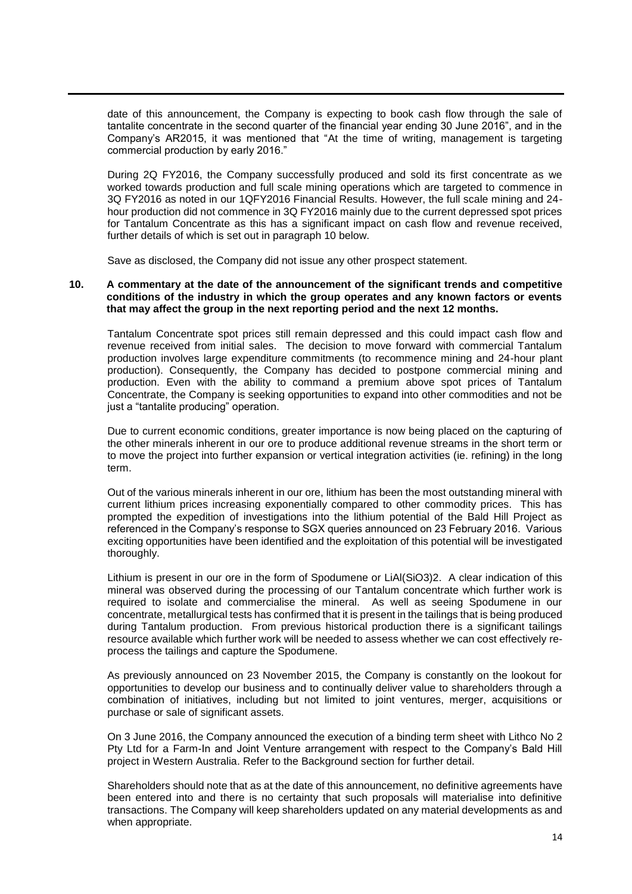date of this announcement, the Company is expecting to book cash flow through the sale of tantalite concentrate in the second quarter of the financial year ending 30 June 2016", and in the Company's AR2015, it was mentioned that "At the time of writing, management is targeting commercial production by early 2016."

During 2Q FY2016, the Company successfully produced and sold its first concentrate as we worked towards production and full scale mining operations which are targeted to commence in 3Q FY2016 as noted in our 1QFY2016 Financial Results. However, the full scale mining and 24-hour production did not commence in 3Q FY2016 mainly due to the current depressed spot prices for Tantalum Concentrate as this has a significant impact on cash flow and revenue received, further details of which is set out in paragraph 10 below.

Save as disclosed, the Company did not issue any other prospect statement.

**10. A commentary at the date of the announcement of the significant trends and competitive conditions of the industry in which the group operates and any known factors or events that may affect the group in the next reporting period and the next 12 months.**

Tantalum Concentrate spot prices still remain depressed and this could impact cash flow and revenue received from initial sales. The decision to move forward with commercial Tantalum production involves large expenditure commitments (to recommence mining and 24-hour plant production). Consequently, the Company has decided to postpone commercial mining and production. Even with the ability to command a premium above spot prices of Tantalum Concentrate, the Company is seeking opportunities to expand into other commodities and not be just a "tantalite producing" operation.

Due to current economic conditions, greater importance is now being placed on the capturing of the other minerals inherent in our ore to produce additional revenue streams in the short term or to move the project into further expansion or vertical integration activities (ie. refining) in the long term.

Out of the various minerals inherent in our ore, lithium has been the most outstanding mineral with current lithium prices increasing exponentially compared to other commodity prices. This has prompted the expedition of investigations into the lithium potential of the Bald Hill Project as referenced in the Company's response to SGX queries announced on 23 February 2016. Various exciting opportunities have been identified and the exploitation of this potential will be investigated thoroughly.

Lithium is present in our ore in the form of Spodumene or $LiAl(SiO_3)_2$. A clear indication of this mineral was observed during the processing of our Tantalum concentrate which further work is required to isolate and commercialise the mineral. As well as seeing Spodumene in our concentrate, metallurgical tests has confirmed that it is present in the tailings that is being produced during Tantalum production. From previous historical production there is a significant tailings resource available which further work will be needed to assess whether we can cost effectively re-process the tailings and capture the Spodumene.

As previously announced on 23 November 2015, the Company is constantly on the lookout for opportunities to develop our business and to continually deliver value to shareholders through a combination of initiatives, including but not limited to joint ventures, merger, acquisitions or purchase or sale of significant assets.

On 3 June 2016, the Company announced the execution of a binding term sheet with Lithco No 2 Pty Ltd for a Farm-In and Joint Venture arrangement with respect to the Company's Bald Hill project in Western Australia. Refer to the Background section for further detail.

Shareholders should note that as at the date of this announcement, no definitive agreements have been entered into and there is no certainty that such proposals will materialise into definitive transactions. The Company will keep shareholders updated on any material developments as and when appropriate.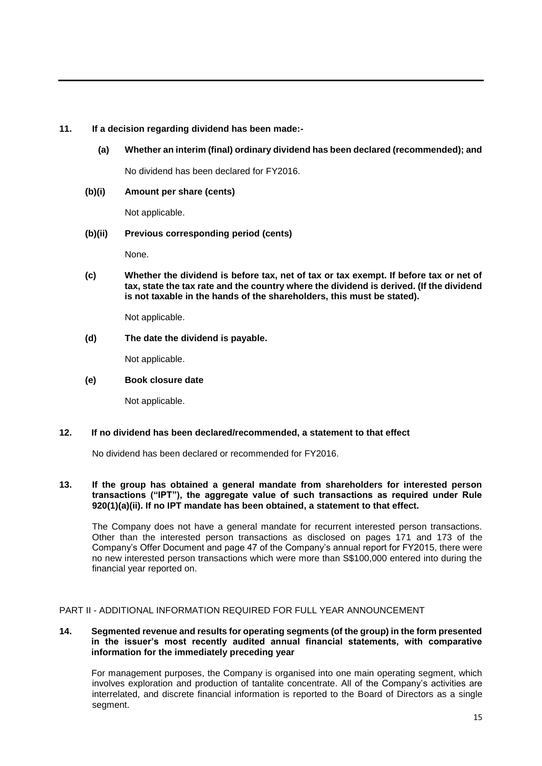**11. If a decision regarding dividend has been made:-**

**(a) Whether an interim (final) ordinary dividend has been declared (recommended); and**

No dividend has been declared for FY2016.

**(b)(i) Amount per share (cents)**

Not applicable.

**(b)(ii) Previous corresponding period (cents)**

None.

**(c) Whether the dividend is before tax, net of tax or tax exempt. If before tax or net of tax, state the tax rate and the country where the dividend is derived. (If the dividend is not taxable in the hands of the shareholders, this must be stated).**

Not applicable.

**(d) The date the dividend is payable.**

Not applicable.

**(e) Book closure date**

Not applicable.

**12. If no dividend has been declared/recommended, a statement to that effect**

No dividend has been declared or recommended for FY2016.

**13. If the group has obtained a general mandate from shareholders for interested person transactions ("IPT"), the aggregate value of such transactions as required under Rule 920(1)(a)(ii). If no IPT mandate has been obtained, a statement to that effect.**

The Company does not have a general mandate for recurrent interested person transactions. Other than the interested person transactions as disclosed on pages 171 and 173 of the Company's Offer Document and page 47 of the Company's annual report for FY2015, there were no new interested person transactions which were more than S$100,000 entered into during the financial year reported on.

PART II - ADDITIONAL INFORMATION REQUIRED FOR FULL YEAR ANNOUNCEMENT

**14. Segmented revenue and results for operating segments (of the group) in the form presented in the issuer's most recently audited annual financial statements, with comparative information for the immediately preceding year**

For management purposes, the Company is organised into one main operating segment, which involves exploration and production of tantalite concentrate. All of the Company's activities are interrelated, and discrete financial information is reported to the Board of Directors as a single segment.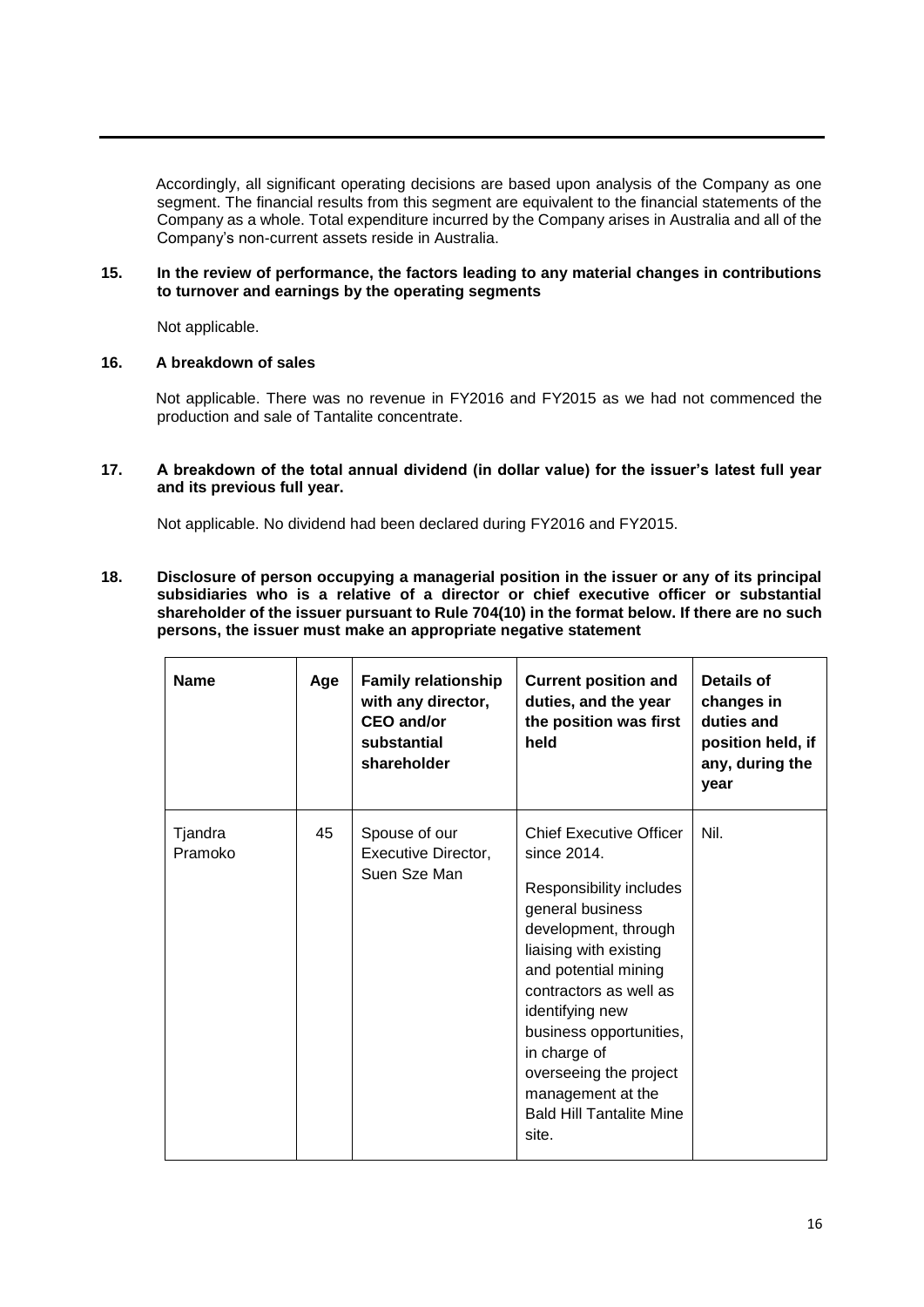Accordingly, all significant operating decisions are based upon analysis of the Company as one segment. The financial results from this segment are equivalent to the financial statements of the Company as a whole. Total expenditure incurred by the Company arises in Australia and all of the Company's non-current assets reside in Australia.

**15. In the review of performance, the factors leading to any material changes in contributions to turnover and earnings by the operating segments**

Not applicable.

**16. A breakdown of sales**

Not applicable. There was no revenue in FY2016 and FY2015 as we had not commenced the production and sale of Tantalite concentrate.

**17. A breakdown of the total annual dividend (in dollar value) for the issuer's latest full year and its previous full year.**

Not applicable. No dividend had been declared during FY2016 and FY2015.

**18. Disclosure of person occupying a managerial position in the issuer or any of its principal subsidiaries who is a relative of a director or chief executive officer or substantial shareholder of the issuer pursuant to Rule 704(10) in the format below. If there are no such persons, the issuer must make an appropriate negative statement**

| Name | Age | Family relationship with any director, CEO and/or substantial shareholder | Current position and duties, and the year the position was first held | Details of changes in duties and position held, if any, during the year |
|---|---|---|---|---|
| Tjandra Pramoko | 45 | Spouse of our Executive Director, Suen Sze Man | Chief Executive Officer since 2014.<br><br>Responsibility includes general business development, through liaising with existing and potential mining contractors as well as identifying new business opportunities, in charge of overseeing the project management at the Bald Hill Tantalite Mine site. | Nil. |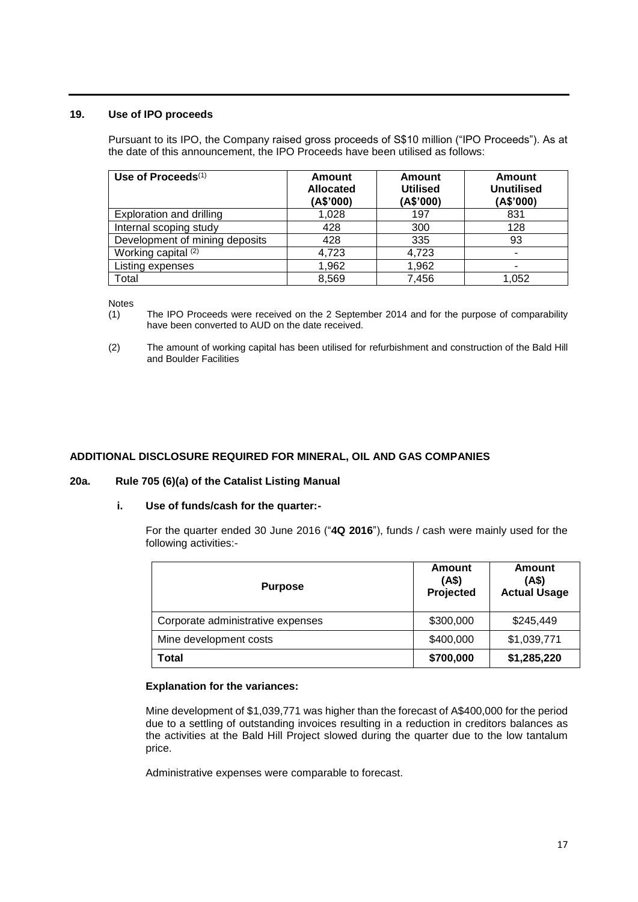## 19. Use of IPO proceeds

Pursuant to its IPO, the Company raised gross proceeds of S$10 million ("IPO Proceeds"). As at the date of this announcement, the IPO Proceeds have been utilised as follows:

| Use of Proceeds[1] | Amount Allocated (A$'000) | Amount Utilised (A$'000) | Amount Unutilised (A$'000) |
|---|---|---|---|
| Exploration and drilling | 1,028 | 197 | 831 |
| Internal scoping study | 428 | 300 | 128 |
| Development of mining deposits | 428 | 335 | 93 |
| Working capital [2] | 4,723 | 4,723 | - |
| Listing expenses | 1,962 | 1,962 | - |
| Total | 8,569 | 7,456 | 1,052 |

Notes

(1) The IPO Proceeds were received on the 2 September 2014 and for the purpose of comparability have been converted to AUD on the date received.

(2) The amount of working capital has been utilised for refurbishment and construction of the Bald Hill and Boulder Facilities

## ADDITIONAL DISCLOSURE REQUIRED FOR MINERAL, OIL AND GAS COMPANIES

### 20a. Rule 705 (6)(a) of the Catalist Listing Manual

#### i. Use of funds/cash for the quarter:-

For the quarter ended 30 June 2016 ("**4Q 2016**"), funds / cash were mainly used for the following activities:-

| Purpose | Amount (A$) Projected | Amount (A$) Actual Usage |
|---|---|---|
| Corporate administrative expenses | \$300,000 | \$245,449 |
| Mine development costs | \$400,000 | \$1,039,771 |
| **Total** | **\$700,000** | **\$1,285,220** |

**Explanation for the variances:**

Mine development of \$1,039,771 was higher than the forecast of A\$400,000 for the period due to a settling of outstanding invoices resulting in a reduction in creditors balances as the activities at the Bald Hill Project slowed during the quarter due to the low tantalum price.

Administrative expenses were comparable to forecast.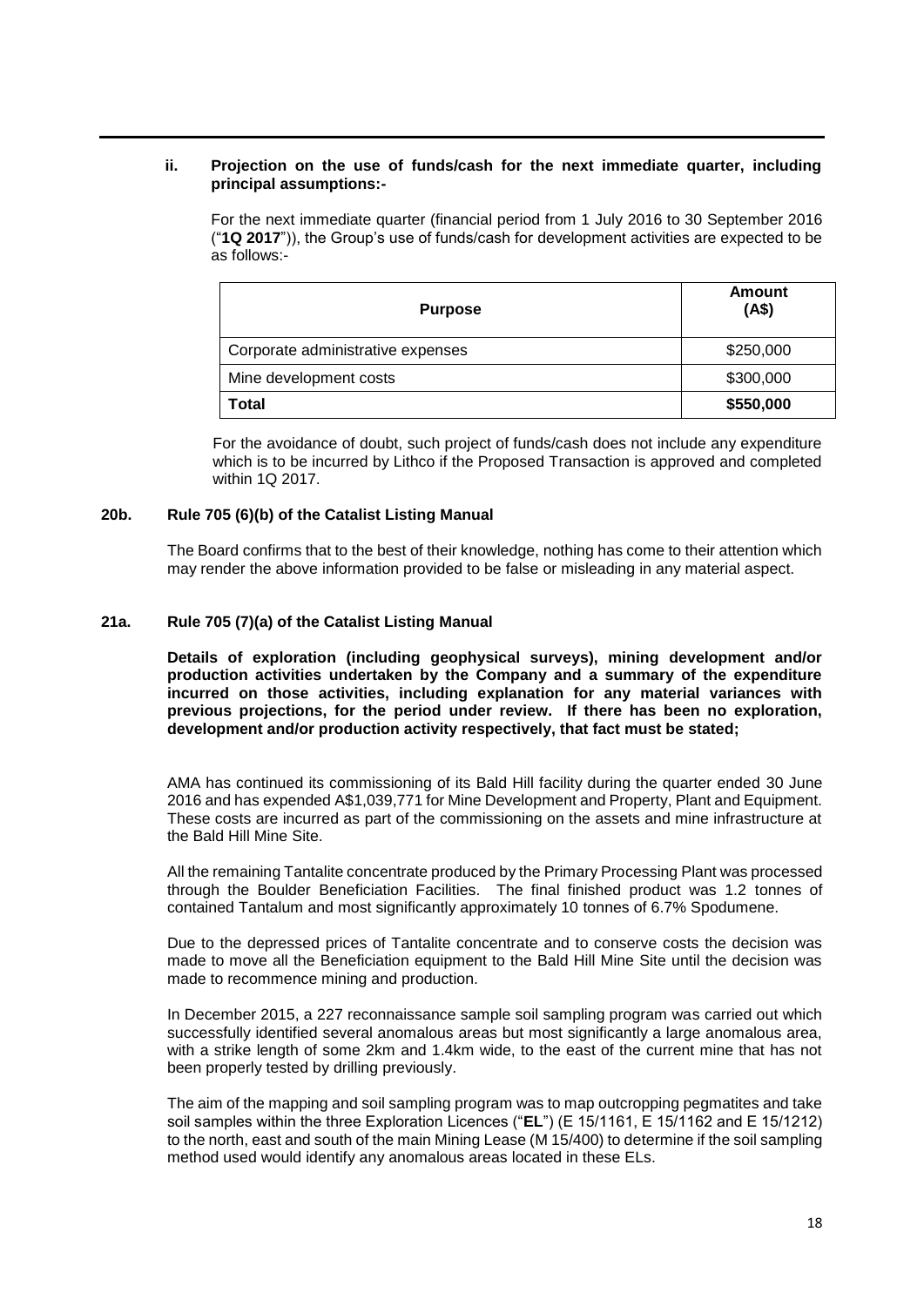**ii. Projection on the use of funds/cash for the next immediate quarter, including principal assumptions:-**

For the next immediate quarter (financial period from 1 July 2016 to 30 September 2016 ("**1Q 2017**")), the Group's use of funds/cash for development activities are expected to be as follows:-

| Purpose | Amount (A$) |
|---|---|
| Corporate administrative expenses | \$250,000 |
| Mine development costs | \$300,000 |
| **Total** | **\$550,000** |

For the avoidance of doubt, such project of funds/cash does not include any expenditure which is to be incurred by Lithco if the Proposed Transaction is approved and completed within 1Q 2017.

**20b. Rule 705 (6)(b) of the Catalist Listing Manual**

The Board confirms that to the best of their knowledge, nothing has come to their attention which may render the above information provided to be false or misleading in any material aspect.

**21a. Rule 705 (7)(a) of the Catalist Listing Manual**

**Details of exploration (including geophysical surveys), mining development and/or production activities undertaken by the Company and a summary of the expenditure incurred on those activities, including explanation for any material variances with previous projections, for the period under review. If there has been no exploration, development and/or production activity respectively, that fact must be stated;**

AMA has continued its commissioning of its Bald Hill facility during the quarter ended 30 June 2016 and has expended A\$1,039,771 for Mine Development and Property, Plant and Equipment. These costs are incurred as part of the commissioning on the assets and mine infrastructure at the Bald Hill Mine Site.

All the remaining Tantalite concentrate produced by the Primary Processing Plant was processed through the Boulder Beneficiation Facilities. The final finished product was 1.2 tonnes of contained Tantalum and most significantly approximately 10 tonnes of 6.7% Spodumene.

Due to the depressed prices of Tantalite concentrate and to conserve costs the decision was made to move all the Beneficiation equipment to the Bald Hill Mine Site until the decision was made to recommence mining and production.

In December 2015, a 227 reconnaissance sample soil sampling program was carried out which successfully identified several anomalous areas but most significantly a large anomalous area, with a strike length of some 2km and 1.4km wide, to the east of the current mine that has not been properly tested by drilling previously.

The aim of the mapping and soil sampling program was to map outcropping pegmatites and take soil samples within the three Exploration Licences ("**EL**") (E 15/1161, E 15/1162 and E 15/1212) to the north, east and south of the main Mining Lease (M 15/400) to determine if the soil sampling method used would identify any anomalous areas located in these ELs.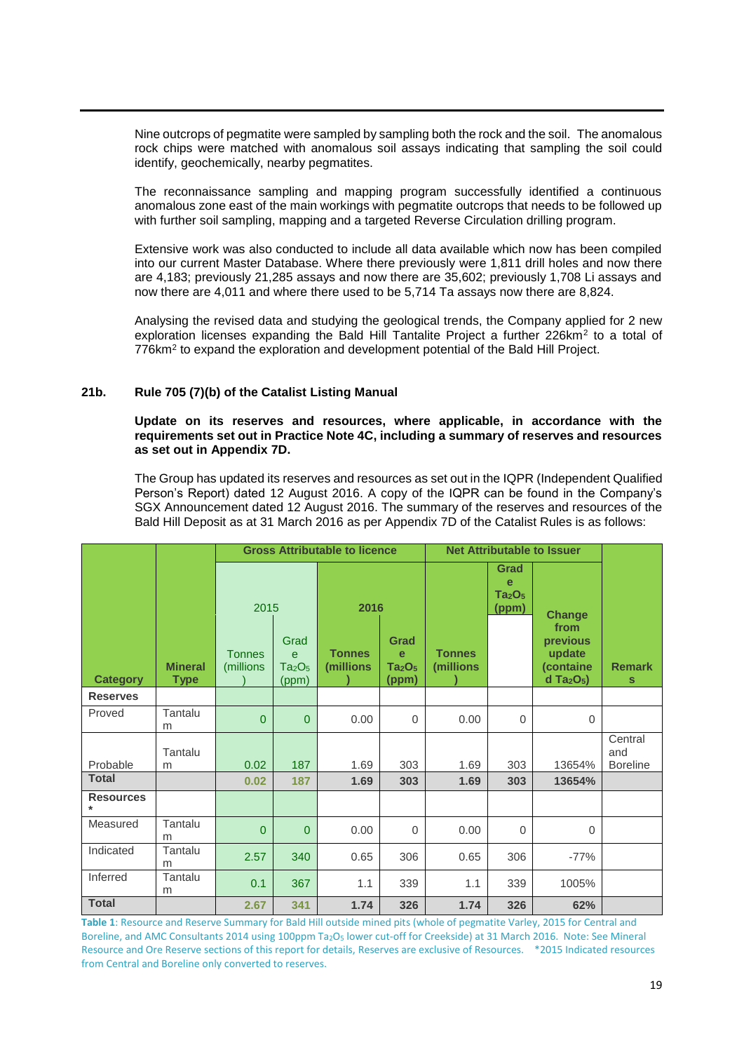Nine outcrops of pegmatite were sampled by sampling both the rock and the soil. The anomalous rock chips were matched with anomalous soil assays indicating that sampling the soil could identify, geochemically, nearby pegmatites.

The reconnaissance sampling and mapping program successfully identified a continuous anomalous zone east of the main workings with pegmatite outcrops that needs to be followed up with further soil sampling, mapping and a targeted Reverse Circulation drilling program.

Extensive work was also conducted to include all data available which now has been compiled into our current Master Database. Where there previously were 1,811 drill holes and now there are 4,183; previously 21,285 assays and now there are 35,602; previously 1,708 Li assays and now there are 4,011 and where there used to be 5,714 Ta assays now there are 8,824.

Analysing the revised data and studying the geological trends, the Company applied for 2 new exploration licenses expanding the Bald Hill Tantalite Project a further 226km$^2$ to a total of 776km$^2$ to expand the exploration and development potential of the Bald Hill Project.

## 21b. Rule 705 (7)(b) of the Catalist Listing Manual

**Update on its reserves and resources, where applicable, in accordance with the requirements set out in Practice Note 4C, including a summary of reserves and resources as set out in Appendix 7D.**

The Group has updated its reserves and resources as set out in the IQPR (Independent Qualified Person's Report) dated 12 August 2016. A copy of the IQPR can be found in the Company's SGX Announcement dated 12 August 2016. The summary of the reserves and resources of the Bald Hill Deposit as at 31 March 2016 as per Appendix 7D of the Catalist Rules is as follows:

| Category | Mineral Type | Gross Attributable to licence | | | | Net Attributable to Issuer | | | Remarks |
|---|---|---|---|---|---|---|---|---|---|
| | | 2015 | | 2016 | | | | | |
| | | Tonnes (millions) | Grade $Ta_2O_5$ (ppm) | Tonnes (millions) | Grade $Ta_2O_5$ (ppm) | Tonnes (millions) | Grade $Ta_2O_5$ (ppm) | Change from previous update (contained $Ta_2O_5$) | |
| **Reserves** | | | | | | | | | |
| Proved | Tantalum | 0 | 0 | 0.00 | 0 | 0.00 | 0 | 0 | |
| Probable | Tantalum | 0.02 | 187 | 1.69 | 303 | 1.69 | 303 | 13654% | Central and Boreline |
| **Total** | | **0.02** | **187** | **1.69** | **303** | **1.69** | **303** | **13654%** | |
| **Resources** * | | | | | | | | | |
| Measured | Tantalum | 0 | 0 | 0.00 | 0 | 0.00 | 0 | 0 | |
| Indicated | Tantalum | 2.57 | 340 | 0.65 | 306 | 0.65 | 306 | -77% | |
| Inferred | Tantalum | 0.1 | 367 | 1.1 | 339 | 1.1 | 339 | 1005% | |
| **Total** | | **2.67** | **341** | **1.74** | **326** | **1.74** | **326** | **62%** | |

**Table 1**: Resource and Reserve Summary for Bald Hill outside mined pits (whole of pegmatite Varley, 2015 for Central and Boreline, and AMC Consultants 2014 using 100ppm $Ta_2O_5$ lower cut-off for Creekside) at 31 March 2016. Note: See Mineral Resource and Ore Reserve sections of this report for details, Reserves are exclusive of Resources. *2015 Indicated resources from Central and Boreline only converted to reserves.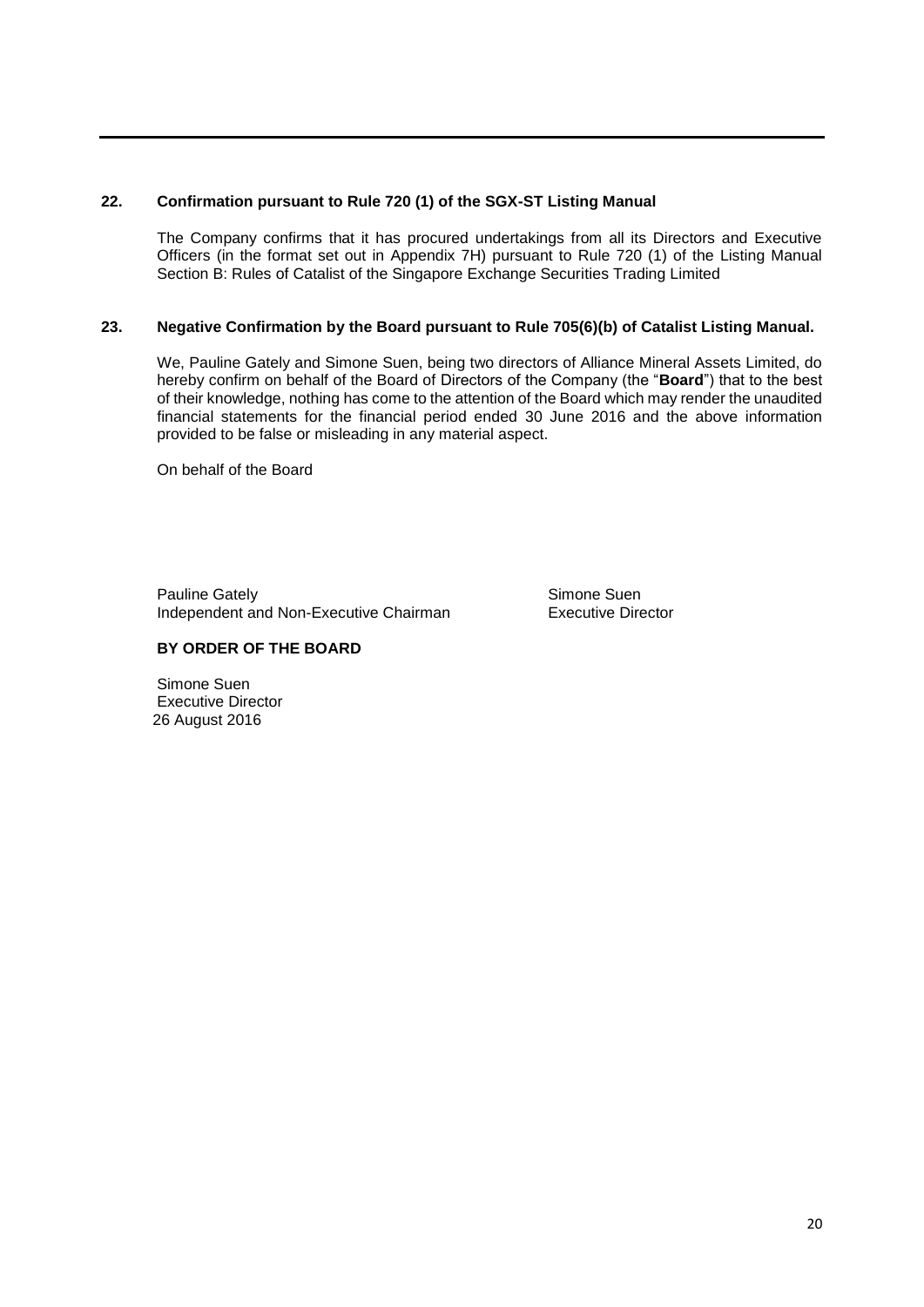## 22. Confirmation pursuant to Rule 720 (1) of the SGX-ST Listing Manual

The Company confirms that it has procured undertakings from all its Directors and Executive Officers (in the format set out in Appendix 7H) pursuant to Rule 720 (1) of the Listing Manual Section B: Rules of Catalist of the Singapore Exchange Securities Trading Limited

## 23. Negative Confirmation by the Board pursuant to Rule 705(6)(b) of Catalist Listing Manual.

We, Pauline Gately and Simone Suen, being two directors of Alliance Mineral Assets Limited, do hereby confirm on behalf of the Board of Directors of the Company (the "**Board**") that to the best of their knowledge, nothing has come to the attention of the Board which may render the unaudited financial statements for the financial period ended 30 June 2016 and the above information provided to be false or misleading in any material aspect.

On behalf of the Board

Pauline Gately
Independent and Non-Executive Chairman

Simone Suen
Executive Director

**BY ORDER OF THE BOARD**

Simone Suen
Executive Director
26 August 2016